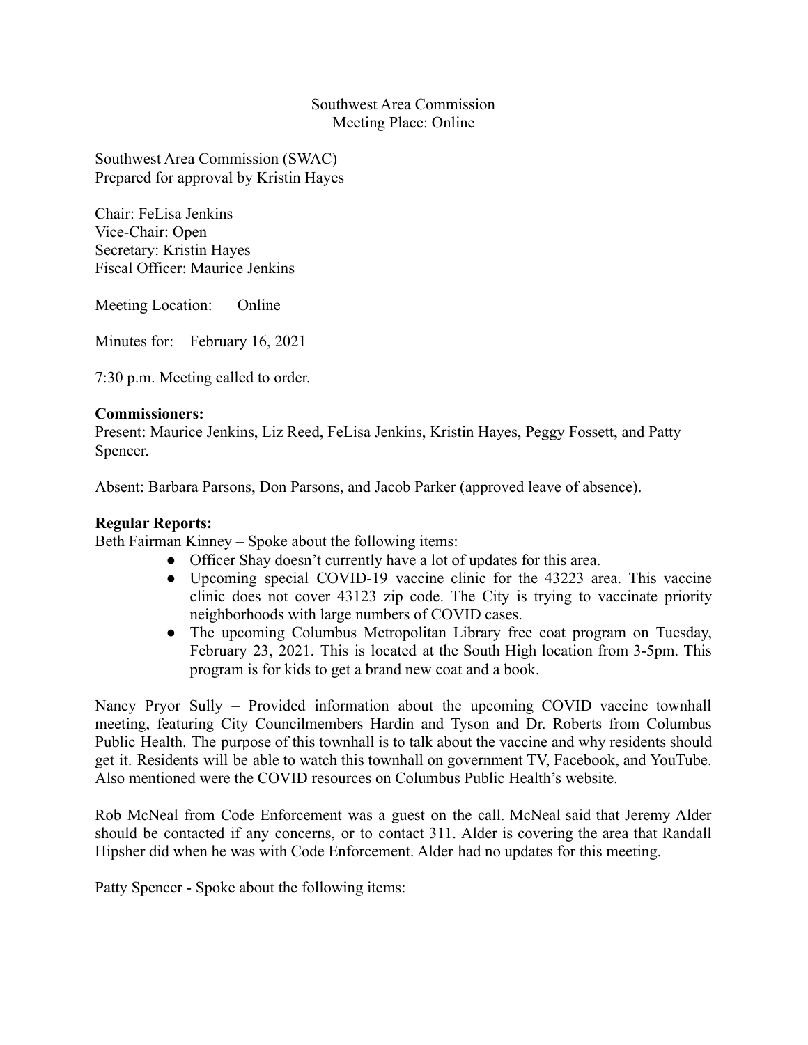Southwest Area Commission
Meeting Place: Online

Southwest Area Commission (SWAC)
Prepared for approval by Kristin Hayes

Chair: FeLisa Jenkins
Vice-Chair: Open
Secretary: Kristin Hayes
Fiscal Officer: Maurice Jenkins

Meeting Location: Online

Minutes for: February 16, 2021

7:30 p.m. Meeting called to order.

**Commissioners:**
Present: Maurice Jenkins, Liz Reed, FeLisa Jenkins, Kristin Hayes, Peggy Fossett, and Patty Spencer.

Absent: Barbara Parsons, Don Parsons, and Jacob Parker (approved leave of absence).

**Regular Reports:**
Beth Fairman Kinney – Spoke about the following items:

- Officer Shay doesn't currently have a lot of updates for this area.
- Upcoming special COVID-19 vaccine clinic for the 43223 area. This vaccine clinic does not cover 43123 zip code. The City is trying to vaccinate priority neighborhoods with large numbers of COVID cases.
- The upcoming Columbus Metropolitan Library free coat program on Tuesday, February 23, 2021. This is located at the South High location from 3-5pm. This program is for kids to get a brand new coat and a book.

Nancy Pryor Sully – Provided information about the upcoming COVID vaccine townhall meeting, featuring City Councilmembers Hardin and Tyson and Dr. Roberts from Columbus Public Health. The purpose of this townhall is to talk about the vaccine and why residents should get it. Residents will be able to watch this townhall on government TV, Facebook, and YouTube. Also mentioned were the COVID resources on Columbus Public Health's website.

Rob McNeal from Code Enforcement was a guest on the call. McNeal said that Jeremy Alder should be contacted if any concerns, or to contact 311. Alder is covering the area that Randall Hipsher did when he was with Code Enforcement. Alder had no updates for this meeting.

Patty Spencer - Spoke about the following items: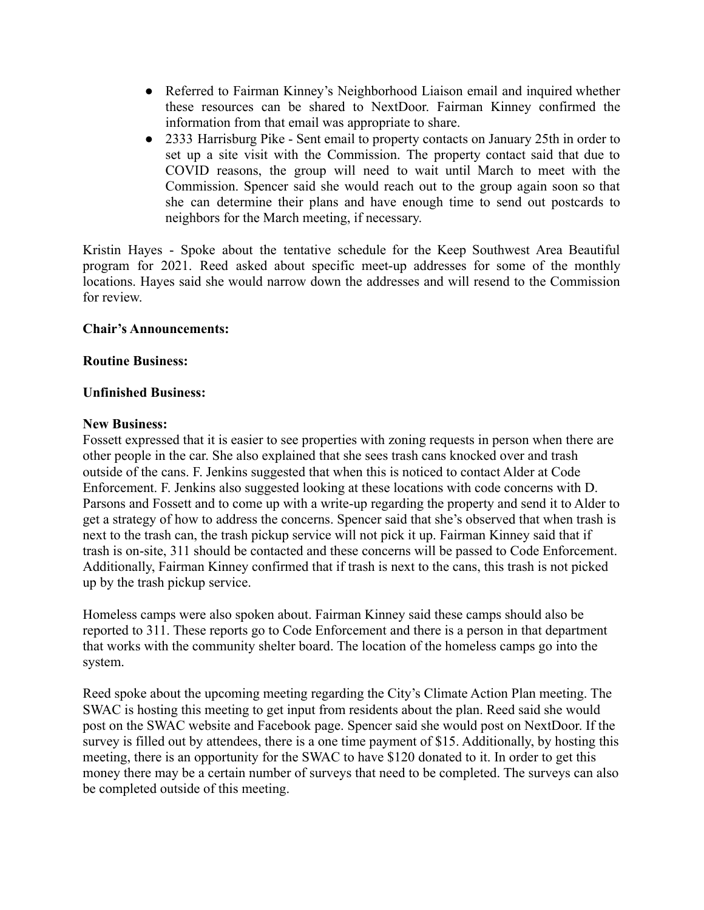- Referred to Fairman Kinney's Neighborhood Liaison email and inquired whether these resources can be shared to NextDoor. Fairman Kinney confirmed the information from that email was appropriate to share.
- 2333 Harrisburg Pike - Sent email to property contacts on January 25th in order to set up a site visit with the Commission. The property contact said that due to COVID reasons, the group will need to wait until March to meet with the Commission. Spencer said she would reach out to the group again soon so that she can determine their plans and have enough time to send out postcards to neighbors for the March meeting, if necessary.

Kristin Hayes - Spoke about the tentative schedule for the Keep Southwest Area Beautiful program for 2021. Reed asked about specific meet-up addresses for some of the monthly locations. Hayes said she would narrow down the addresses and will resend to the Commission for review.

**Chair's Announcements:**

**Routine Business:**

**Unfinished Business:**

**New Business:**

Fossett expressed that it is easier to see properties with zoning requests in person when there are other people in the car. She also explained that she sees trash cans knocked over and trash outside of the cans. F. Jenkins suggested that when this is noticed to contact Alder at Code Enforcement. F. Jenkins also suggested looking at these locations with code concerns with D. Parsons and Fossett and to come up with a write-up regarding the property and send it to Alder to get a strategy of how to address the concerns. Spencer said that she's observed that when trash is next to the trash can, the trash pickup service will not pick it up. Fairman Kinney said that if trash is on-site, 311 should be contacted and these concerns will be passed to Code Enforcement. Additionally, Fairman Kinney confirmed that if trash is next to the cans, this trash is not picked up by the trash pickup service.

Homeless camps were also spoken about. Fairman Kinney said these camps should also be reported to 311. These reports go to Code Enforcement and there is a person in that department that works with the community shelter board. The location of the homeless camps go into the system.

Reed spoke about the upcoming meeting regarding the City's Climate Action Plan meeting. The SWAC is hosting this meeting to get input from residents about the plan. Reed said she would post on the SWAC website and Facebook page. Spencer said she would post on NextDoor. If the survey is filled out by attendees, there is a one time payment of $15. Additionally, by hosting this meeting, there is an opportunity for the SWAC to have $120 donated to it. In order to get this money there may be a certain number of surveys that need to be completed. The surveys can also be completed outside of this meeting.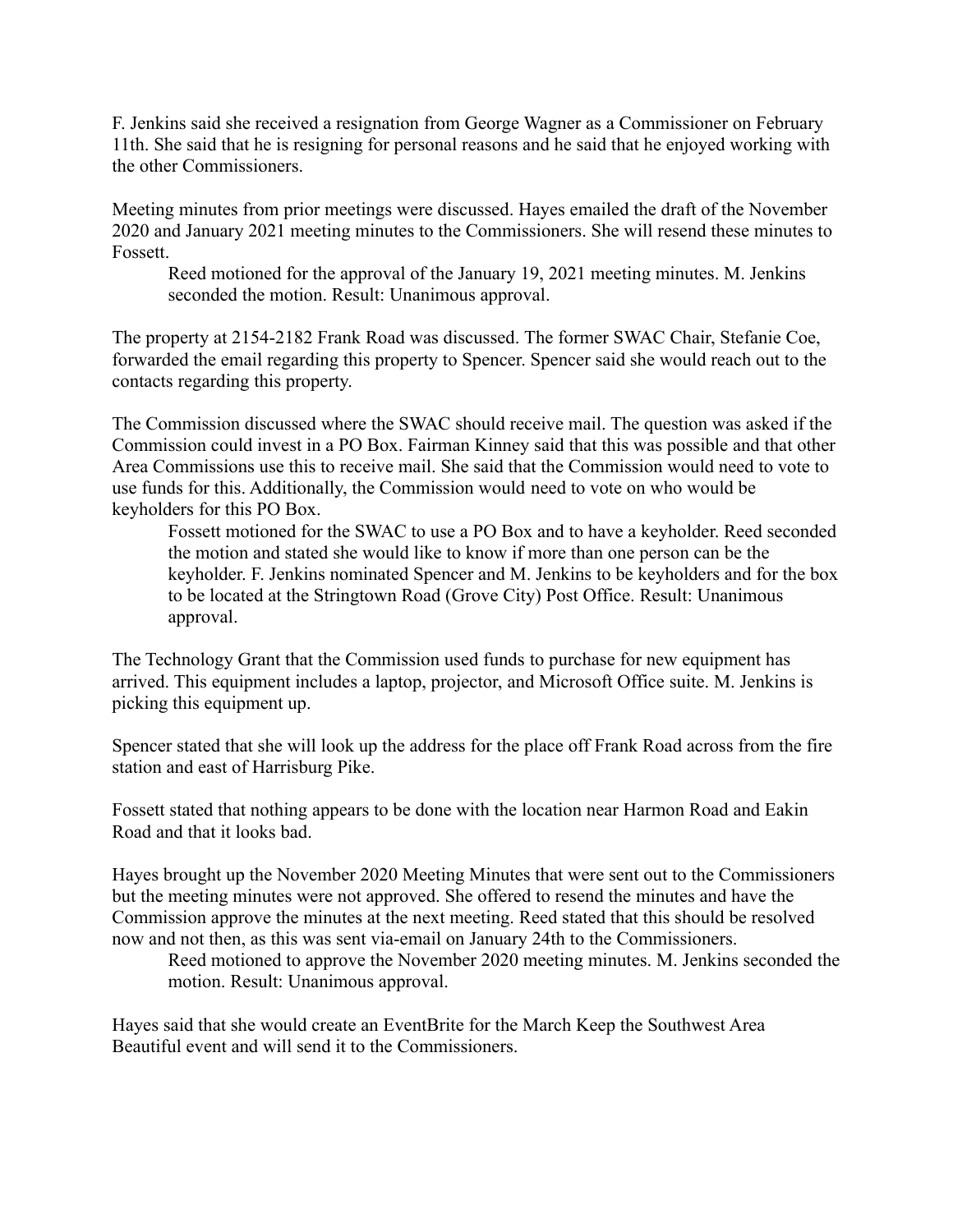F. Jenkins said she received a resignation from George Wagner as a Commissioner on February 11th. She said that he is resigning for personal reasons and he said that he enjoyed working with the other Commissioners.

Meeting minutes from prior meetings were discussed. Hayes emailed the draft of the November 2020 and January 2021 meeting minutes to the Commissioners. She will resend these minutes to Fossett.

> Reed motioned for the approval of the January 19, 2021 meeting minutes. M. Jenkins seconded the motion. Result: Unanimous approval.

The property at 2154-2182 Frank Road was discussed. The former SWAC Chair, Stefanie Coe, forwarded the email regarding this property to Spencer. Spencer said she would reach out to the contacts regarding this property.

The Commission discussed where the SWAC should receive mail. The question was asked if the Commission could invest in a PO Box. Fairman Kinney said that this was possible and that other Area Commissions use this to receive mail. She said that the Commission would need to vote to use funds for this. Additionally, the Commission would need to vote on who would be keyholders for this PO Box.

> Fossett motioned for the SWAC to use a PO Box and to have a keyholder. Reed seconded the motion and stated she would like to know if more than one person can be the keyholder. F. Jenkins nominated Spencer and M. Jenkins to be keyholders and for the box to be located at the Stringtown Road (Grove City) Post Office. Result: Unanimous approval.

The Technology Grant that the Commission used funds to purchase for new equipment has arrived. This equipment includes a laptop, projector, and Microsoft Office suite. M. Jenkins is picking this equipment up.

Spencer stated that she will look up the address for the place off Frank Road across from the fire station and east of Harrisburg Pike.

Fossett stated that nothing appears to be done with the location near Harmon Road and Eakin Road and that it looks bad.

Hayes brought up the November 2020 Meeting Minutes that were sent out to the Commissioners but the meeting minutes were not approved. She offered to resend the minutes and have the Commission approve the minutes at the next meeting. Reed stated that this should be resolved now and not then, as this was sent via-email on January 24th to the Commissioners.

> Reed motioned to approve the November 2020 meeting minutes. M. Jenkins seconded the motion. Result: Unanimous approval.

Hayes said that she would create an EventBrite for the March Keep the Southwest Area Beautiful event and will send it to the Commissioners.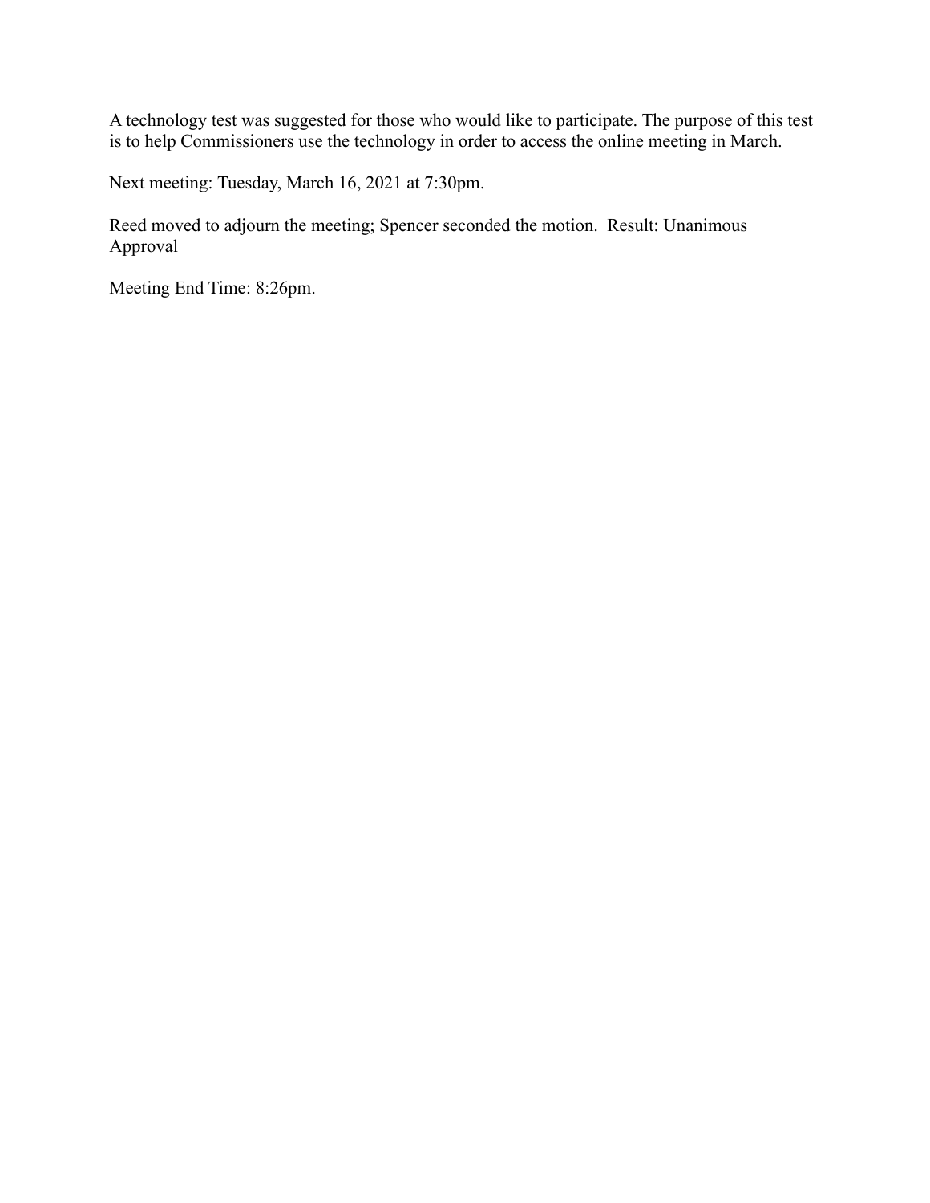A technology test was suggested for those who would like to participate. The purpose of this test is to help Commissioners use the technology in order to access the online meeting in March.

Next meeting: Tuesday, March 16, 2021 at 7:30pm.

Reed moved to adjourn the meeting; Spencer seconded the motion.  Result: Unanimous Approval

Meeting End Time: 8:26pm.